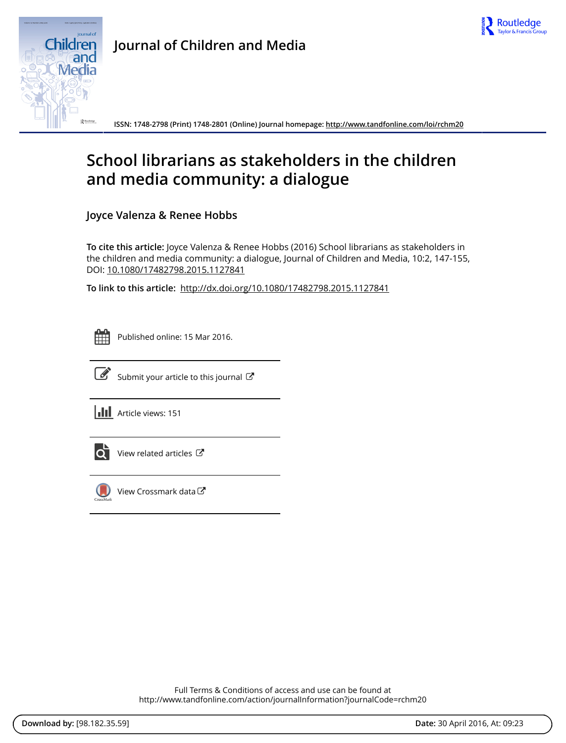# Journal of Children and Media

ISSN: 1748-2798 (Print) 1748-2801 (Online) Journal homepage: http://www.tandfonline.com/loi/rchm20

# School librarians as stakeholders in the children and media community: a dialogue

**Joyce Valenza & Renee Hobbs**

**To cite this article:** Joyce Valenza & Renee Hobbs (2016) School librarians as stakeholders in the children and media community: a dialogue, Journal of Children and Media, 10:2, 147-155, DOI: 10.1080/17482798.2015.1127841

**To link to this article:** http://dx.doi.org/10.1080/17482798.2015.1127841

Published online: 15 Mar 2016.

Submit your article to this journal

Article views: 151

View related articles

View Crossmark data

Full Terms & Conditions of access and use can be found at
http://www.tandfonline.com/action/journalInformation?journalCode=rchm20

**Download by:** [98.182.35.59] **Date:** 30 April 2016, At: 09:23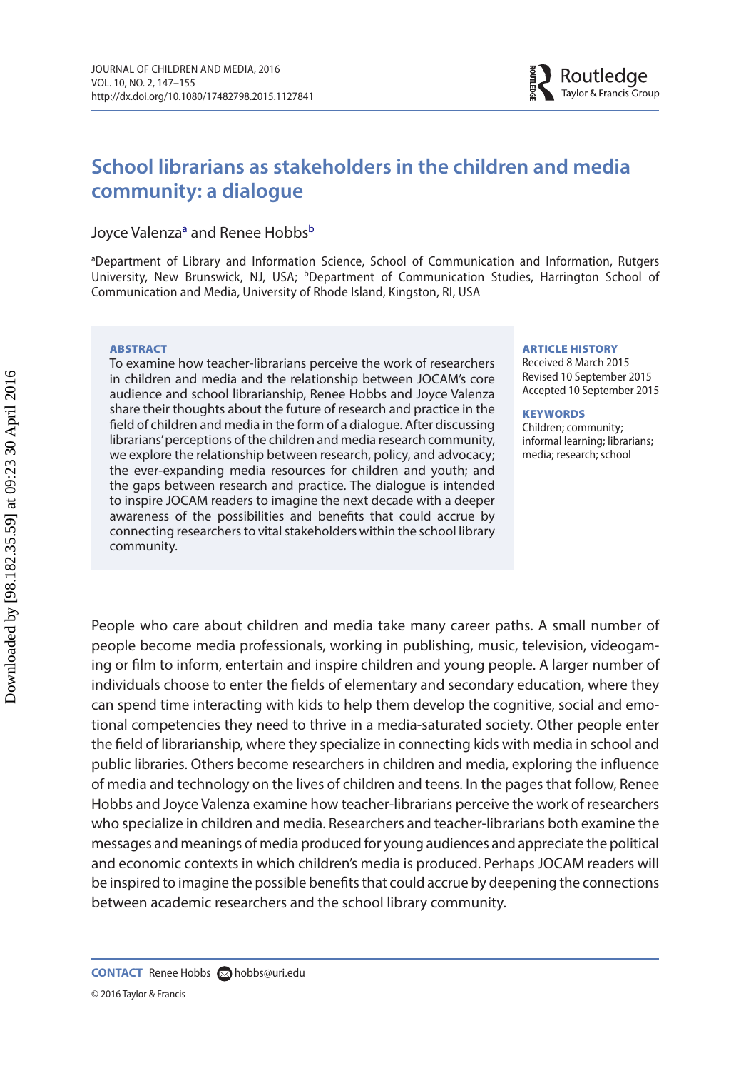# School librarians as stakeholders in the children and media community: a dialogue

Joyce Valenza[a] and Renee Hobbs[b]

[a]Department of Library and Information Science, School of Communication and Information, Rutgers University, New Brunswick, NJ, USA; [b]Department of Communication Studies, Harrington School of Communication and Media, University of Rhode Island, Kingston, RI, USA

**ABSTRACT**

To examine how teacher-librarians perceive the work of researchers in children and media and the relationship between JOCAM's core audience and school librarianship, Renee Hobbs and Joyce Valenza share their thoughts about the future of research and practice in the field of children and media in the form of a dialogue. After discussing librarians' perceptions of the children and media research community, we explore the relationship between research, policy, and advocacy; the ever-expanding media resources for children and youth; and the gaps between research and practice. The dialogue is intended to inspire JOCAM readers to imagine the next decade with a deeper awareness of the possibilities and benefits that could accrue by connecting researchers to vital stakeholders within the school library community.

**ARTICLE HISTORY**

Received 8 March 2015
Revised 10 September 2015
Accepted 10 September 2015

**KEYWORDS**

Children; community; informal learning; librarians; media; research; school

People who care about children and media take many career paths. A small number of people become media professionals, working in publishing, music, television, videogaming or film to inform, entertain and inspire children and young people. A larger number of individuals choose to enter the fields of elementary and secondary education, where they can spend time interacting with kids to help them develop the cognitive, social and emotional competencies they need to thrive in a media-saturated society. Other people enter the field of librarianship, where they specialize in connecting kids with media in school and public libraries. Others become researchers in children and media, exploring the influence of media and technology on the lives of children and teens. In the pages that follow, Renee Hobbs and Joyce Valenza examine how teacher-librarians perceive the work of researchers who specialize in children and media. Researchers and teacher-librarians both examine the messages and meanings of media produced for young audiences and appreciate the political and economic contexts in which children's media is produced. Perhaps JOCAM readers will be inspired to imagine the possible benefits that could accrue by deepening the connections between academic researchers and the school library community.

**CONTACT** Renee Hobbs hobbs@uri.edu

© 2016 Taylor & Francis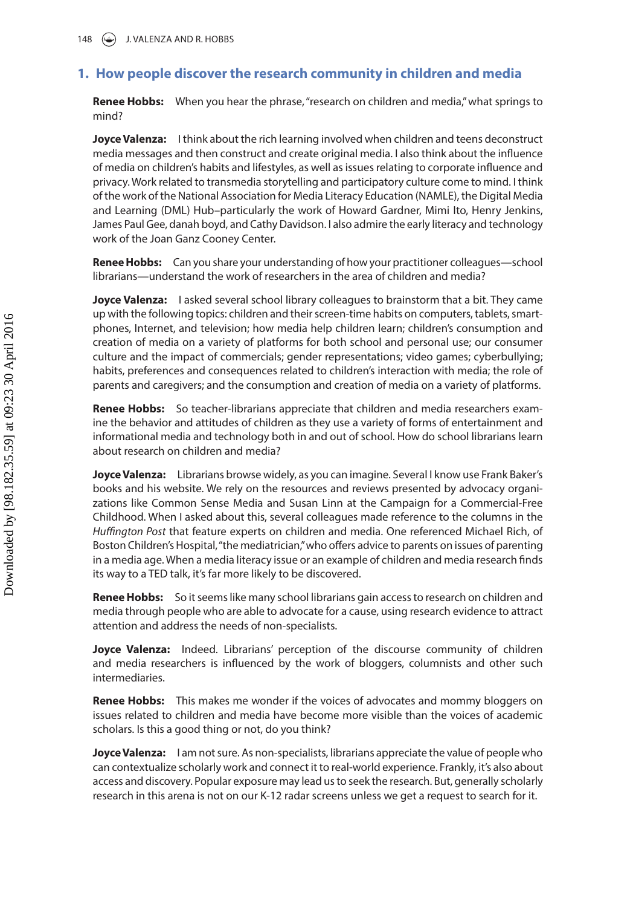## 1. How people discover the research community in children and media

**Renee Hobbs:** When you hear the phrase, "research on children and media," what springs to mind?

**Joyce Valenza:** I think about the rich learning involved when children and teens deconstruct media messages and then construct and create original media. I also think about the influence of media on children's habits and lifestyles, as well as issues relating to corporate influence and privacy. Work related to transmedia storytelling and participatory culture come to mind. I think of the work of the National Association for Media Literacy Education (NAMLE), the Digital Media and Learning (DML) Hub–particularly the work of Howard Gardner, Mimi Ito, Henry Jenkins, James Paul Gee, danah boyd, and Cathy Davidson. I also admire the early literacy and technology work of the Joan Ganz Cooney Center.

**Renee Hobbs:** Can you share your understanding of how your practitioner colleagues—school librarians—understand the work of researchers in the area of children and media?

**Joyce Valenza:** I asked several school library colleagues to brainstorm that a bit. They came up with the following topics: children and their screen-time habits on computers, tablets, smartphones, Internet, and television; how media help children learn; children's consumption and creation of media on a variety of platforms for both school and personal use; our consumer culture and the impact of commercials; gender representations; video games; cyberbullying; habits, preferences and consequences related to children's interaction with media; the role of parents and caregivers; and the consumption and creation of media on a variety of platforms.

**Renee Hobbs:** So teacher-librarians appreciate that children and media researchers examine the behavior and attitudes of children as they use a variety of forms of entertainment and informational media and technology both in and out of school. How do school librarians learn about research on children and media?

**Joyce Valenza:** Librarians browse widely, as you can imagine. Several I know use Frank Baker's books and his website. We rely on the resources and reviews presented by advocacy organizations like Common Sense Media and Susan Linn at the Campaign for a Commercial-Free Childhood. When I asked about this, several colleagues made reference to the columns in the *Huffington Post* that feature experts on children and media. One referenced Michael Rich, of Boston Children's Hospital, "the mediatrician," who offers advice to parents on issues of parenting in a media age. When a media literacy issue or an example of children and media research finds its way to a TED talk, it's far more likely to be discovered.

**Renee Hobbs:** So it seems like many school librarians gain access to research on children and media through people who are able to advocate for a cause, using research evidence to attract attention and address the needs of non-specialists.

**Joyce Valenza:** Indeed. Librarians' perception of the discourse community of children and media researchers is influenced by the work of bloggers, columnists and other such intermediaries.

**Renee Hobbs:** This makes me wonder if the voices of advocates and mommy bloggers on issues related to children and media have become more visible than the voices of academic scholars. Is this a good thing or not, do you think?

**Joyce Valenza:** I am not sure. As non-specialists, librarians appreciate the value of people who can contextualize scholarly work and connect it to real-world experience. Frankly, it's also about access and discovery. Popular exposure may lead us to seek the research. But, generally scholarly research in this arena is not on our K-12 radar screens unless we get a request to search for it.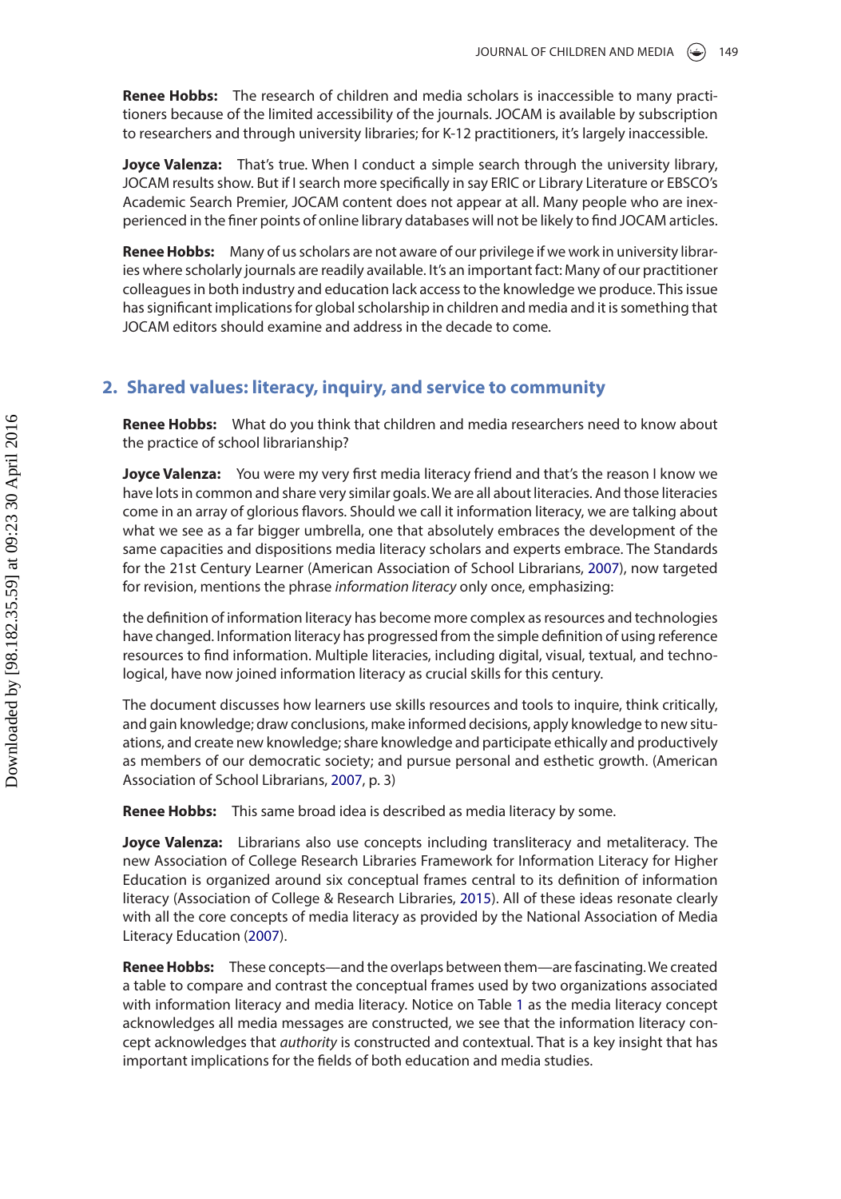**Renee Hobbs:** The research of children and media scholars is inaccessible to many practitioners because of the limited accessibility of the journals. JOCAM is available by subscription to researchers and through university libraries; for K-12 practitioners, it's largely inaccessible.

**Joyce Valenza:** That's true. When I conduct a simple search through the university library, JOCAM results show. But if I search more specifically in say ERIC or Library Literature or EBSCO's Academic Search Premier, JOCAM content does not appear at all. Many people who are inexperienced in the finer points of online library databases will not be likely to find JOCAM articles.

**Renee Hobbs:** Many of us scholars are not aware of our privilege if we work in university libraries where scholarly journals are readily available. It's an important fact: Many of our practitioner colleagues in both industry and education lack access to the knowledge we produce. This issue has significant implications for global scholarship in children and media and it is something that JOCAM editors should examine and address in the decade to come.

## 2. Shared values: literacy, inquiry, and service to community

**Renee Hobbs:** What do you think that children and media researchers need to know about the practice of school librarianship?

**Joyce Valenza:** You were my very first media literacy friend and that's the reason I know we have lots in common and share very similar goals. We are all about literacies. And those literacies come in an array of glorious flavors. Should we call it information literacy, we are talking about what we see as a far bigger umbrella, one that absolutely embraces the development of the same capacities and dispositions media literacy scholars and experts embrace. The Standards for the 21st Century Learner (American Association of School Librarians, 2007), now targeted for revision, mentions the phrase *information literacy* only once, emphasizing:

the definition of information literacy has become more complex as resources and technologies have changed. Information literacy has progressed from the simple definition of using reference resources to find information. Multiple literacies, including digital, visual, textual, and technological, have now joined information literacy as crucial skills for this century.

The document discusses how learners use skills resources and tools to inquire, think critically, and gain knowledge; draw conclusions, make informed decisions, apply knowledge to new situations, and create new knowledge; share knowledge and participate ethically and productively as members of our democratic society; and pursue personal and esthetic growth. (American Association of School Librarians, 2007, p. 3)

**Renee Hobbs:** This same broad idea is described as media literacy by some.

**Joyce Valenza:** Librarians also use concepts including transliteracy and metaliteracy. The new Association of College Research Libraries Framework for Information Literacy for Higher Education is organized around six conceptual frames central to its definition of information literacy (Association of College & Research Libraries, 2015). All of these ideas resonate clearly with all the core concepts of media literacy as provided by the National Association of Media Literacy Education (2007).

**Renee Hobbs:** These concepts—and the overlaps between them—are fascinating. We created a table to compare and contrast the conceptual frames used by two organizations associated with information literacy and media literacy. Notice on Table 1 as the media literacy concept acknowledges all media messages are constructed, we see that the information literacy concept acknowledges that *authority* is constructed and contextual. That is a key insight that has important implications for the fields of both education and media studies.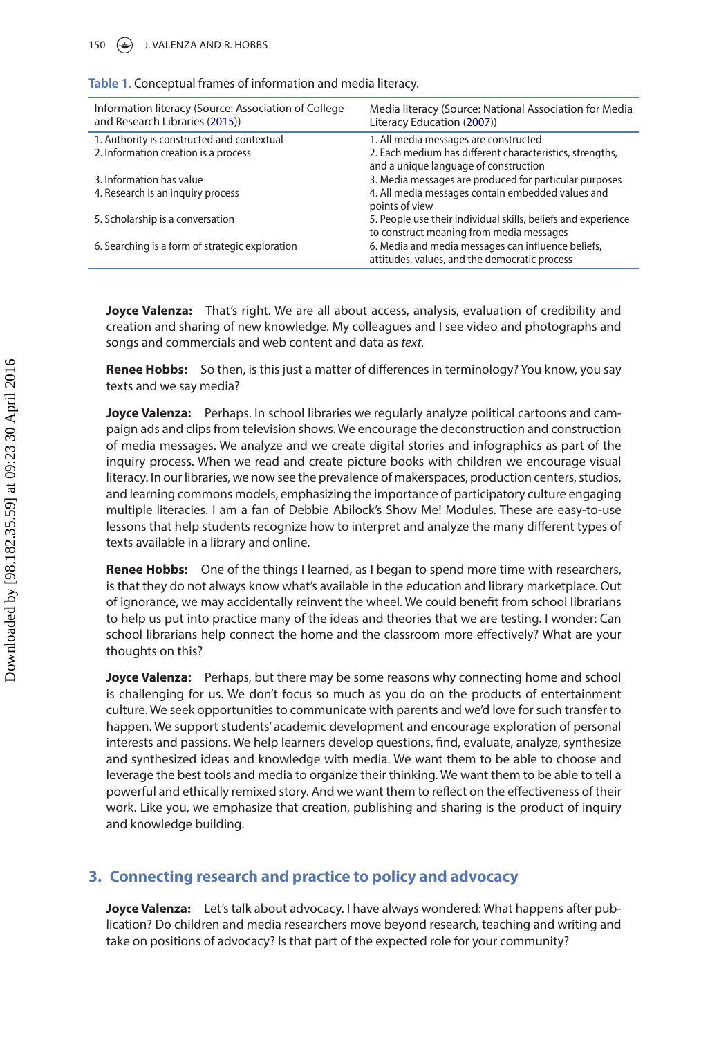Table 1. Conceptual frames of information and media literacy.

| Information literacy (Source: Association of College and Research Libraries (2015)) | Media literacy (Source: National Association for Media Literacy Education (2007)) |
|---|---|
| 1. Authority is constructed and contextual | 1. All media messages are constructed |
| 2. Information creation is a process | 2. Each medium has different characteristics, strengths, and a unique language of construction |
| 3. Information has value | 3. Media messages are produced for particular purposes |
| 4. Research is an inquiry process | 4. All media messages contain embedded values and points of view |
| 5. Scholarship is a conversation | 5. People use their individual skills, beliefs and experience to construct meaning from media messages |
| 6. Searching is a form of strategic exploration | 6. Media and media messages can influence beliefs, attitudes, values, and the democratic process |

**Joyce Valenza:** That's right. We are all about access, analysis, evaluation of credibility and creation and sharing of new knowledge. My colleagues and I see video and photographs and songs and commercials and web content and data as *text*.

**Renee Hobbs:** So then, is this just a matter of differences in terminology? You know, you say texts and we say media?

**Joyce Valenza:** Perhaps. In school libraries we regularly analyze political cartoons and campaign ads and clips from television shows. We encourage the deconstruction and construction of media messages. We analyze and we create digital stories and infographics as part of the inquiry process. When we read and create picture books with children we encourage visual literacy. In our libraries, we now see the prevalence of makerspaces, production centers, studios, and learning commons models, emphasizing the importance of participatory culture engaging multiple literacies. I am a fan of Debbie Abilock's Show Me! Modules. These are easy-to-use lessons that help students recognize how to interpret and analyze the many different types of texts available in a library and online.

**Renee Hobbs:** One of the things I learned, as I began to spend more time with researchers, is that they do not always know what's available in the education and library marketplace. Out of ignorance, we may accidentally reinvent the wheel. We could benefit from school librarians to help us put into practice many of the ideas and theories that we are testing. I wonder: Can school librarians help connect the home and the classroom more effectively? What are your thoughts on this?

**Joyce Valenza:** Perhaps, but there may be some reasons why connecting home and school is challenging for us. We don't focus so much as you do on the products of entertainment culture. We seek opportunities to communicate with parents and we'd love for such transfer to happen. We support students' academic development and encourage exploration of personal interests and passions. We help learners develop questions, find, evaluate, analyze, synthesize and synthesized ideas and knowledge with media. We want them to be able to choose and leverage the best tools and media to organize their thinking. We want them to be able to tell a powerful and ethically remixed story. And we want them to reflect on the effectiveness of their work. Like you, we emphasize that creation, publishing and sharing is the product of inquiry and knowledge building.

## 3. Connecting research and practice to policy and advocacy

**Joyce Valenza:** Let's talk about advocacy. I have always wondered: What happens after publication? Do children and media researchers move beyond research, teaching and writing and take on positions of advocacy? Is that part of the expected role for your community?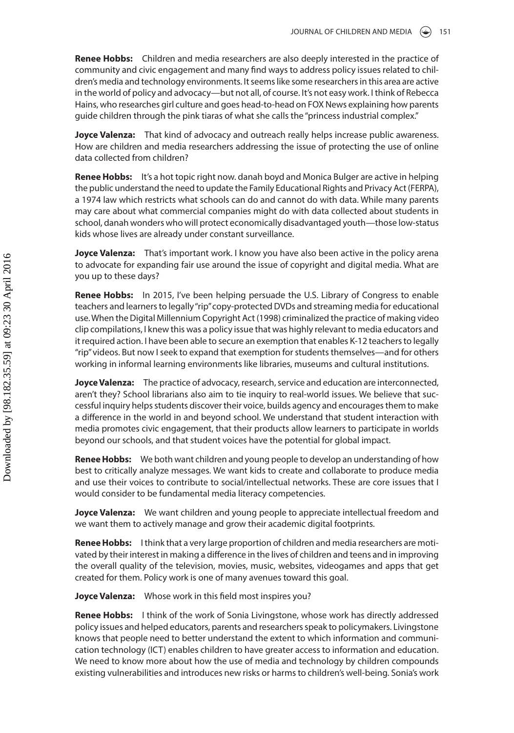**Renee Hobbs:** Children and media researchers are also deeply interested in the practice of community and civic engagement and many find ways to address policy issues related to children's media and technology environments. It seems like some researchers in this area are active in the world of policy and advocacy—but not all, of course. It's not easy work. I think of Rebecca Hains, who researches girl culture and goes head-to-head on FOX News explaining how parents guide children through the pink tiaras of what she calls the "princess industrial complex."

**Joyce Valenza:** That kind of advocacy and outreach really helps increase public awareness. How are children and media researchers addressing the issue of protecting the use of online data collected from children?

**Renee Hobbs:** It's a hot topic right now. danah boyd and Monica Bulger are active in helping the public understand the need to update the Family Educational Rights and Privacy Act (FERPA), a 1974 law which restricts what schools can do and cannot do with data. While many parents may care about what commercial companies might do with data collected about students in school, danah wonders who will protect economically disadvantaged youth—those low-status kids whose lives are already under constant surveillance.

**Joyce Valenza:** That's important work. I know you have also been active in the policy arena to advocate for expanding fair use around the issue of copyright and digital media. What are you up to these days?

**Renee Hobbs:** In 2015, I've been helping persuade the U.S. Library of Congress to enable teachers and learners to legally "rip" copy-protected DVDs and streaming media for educational use. When the Digital Millennium Copyright Act (1998) criminalized the practice of making video clip compilations, I knew this was a policy issue that was highly relevant to media educators and it required action. I have been able to secure an exemption that enables K-12 teachers to legally "rip" videos. But now I seek to expand that exemption for students themselves—and for others working in informal learning environments like libraries, museums and cultural institutions.

**Joyce Valenza:** The practice of advocacy, research, service and education are interconnected, aren't they? School librarians also aim to tie inquiry to real-world issues. We believe that successful inquiry helps students discover their voice, builds agency and encourages them to make a difference in the world in and beyond school. We understand that student interaction with media promotes civic engagement, that their products allow learners to participate in worlds beyond our schools, and that student voices have the potential for global impact.

**Renee Hobbs:** We both want children and young people to develop an understanding of how best to critically analyze messages. We want kids to create and collaborate to produce media and use their voices to contribute to social/intellectual networks. These are core issues that I would consider to be fundamental media literacy competencies.

**Joyce Valenza:** We want children and young people to appreciate intellectual freedom and we want them to actively manage and grow their academic digital footprints.

**Renee Hobbs:** I think that a very large proportion of children and media researchers are motivated by their interest in making a difference in the lives of children and teens and in improving the overall quality of the television, movies, music, websites, videogames and apps that get created for them. Policy work is one of many avenues toward this goal.

**Joyce Valenza:** Whose work in this field most inspires you?

**Renee Hobbs:** I think of the work of Sonia Livingstone, whose work has directly addressed policy issues and helped educators, parents and researchers speak to policymakers. Livingstone knows that people need to better understand the extent to which information and communication technology (ICT) enables children to have greater access to information and education. We need to know more about how the use of media and technology by children compounds existing vulnerabilities and introduces new risks or harms to children's well-being. Sonia's work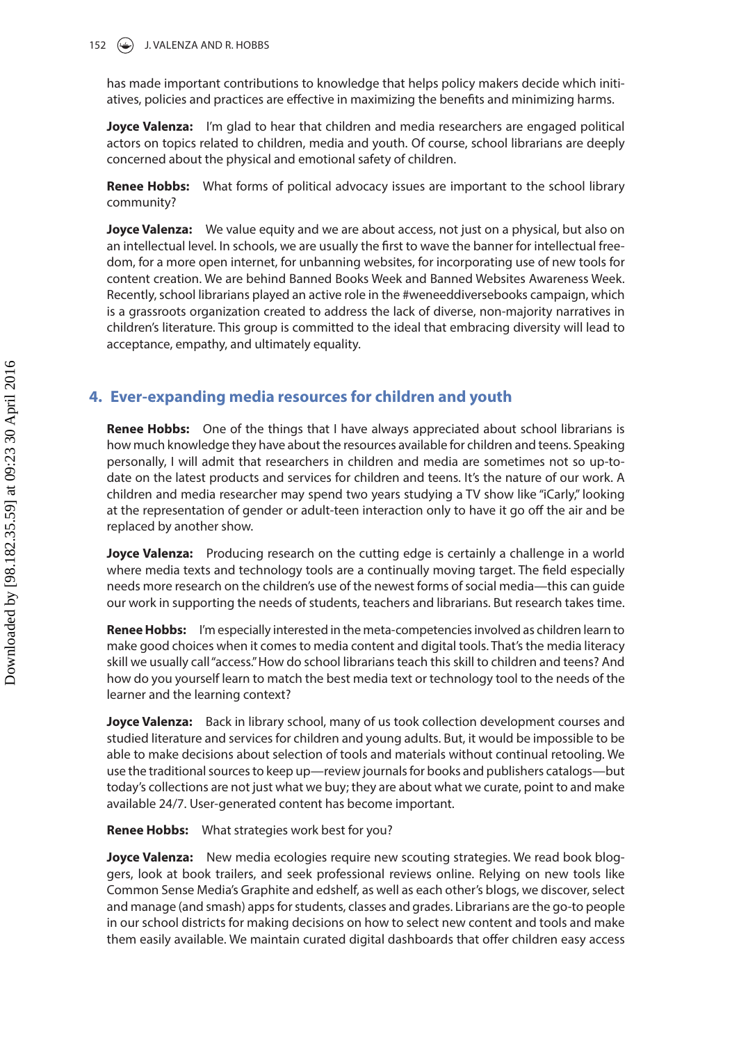has made important contributions to knowledge that helps policy makers decide which initiatives, policies and practices are effective in maximizing the benefits and minimizing harms.

**Joyce Valenza:** I'm glad to hear that children and media researchers are engaged political actors on topics related to children, media and youth. Of course, school librarians are deeply concerned about the physical and emotional safety of children.

**Renee Hobbs:** What forms of political advocacy issues are important to the school library community?

**Joyce Valenza:** We value equity and we are about access, not just on a physical, but also on an intellectual level. In schools, we are usually the first to wave the banner for intellectual freedom, for a more open internet, for unbanning websites, for incorporating use of new tools for content creation. We are behind Banned Books Week and Banned Websites Awareness Week. Recently, school librarians played an active role in the #weneeddiversebooks campaign, which is a grassroots organization created to address the lack of diverse, non-majority narratives in children's literature. This group is committed to the ideal that embracing diversity will lead to acceptance, empathy, and ultimately equality.

## 4. Ever-expanding media resources for children and youth

**Renee Hobbs:** One of the things that I have always appreciated about school librarians is how much knowledge they have about the resources available for children and teens. Speaking personally, I will admit that researchers in children and media are sometimes not so up-to-date on the latest products and services for children and teens. It's the nature of our work. A children and media researcher may spend two years studying a TV show like "iCarly," looking at the representation of gender or adult-teen interaction only to have it go off the air and be replaced by another show.

**Joyce Valenza:** Producing research on the cutting edge is certainly a challenge in a world where media texts and technology tools are a continually moving target. The field especially needs more research on the children's use of the newest forms of social media—this can guide our work in supporting the needs of students, teachers and librarians. But research takes time.

**Renee Hobbs:** I'm especially interested in the meta-competencies involved as children learn to make good choices when it comes to media content and digital tools. That's the media literacy skill we usually call "access." How do school librarians teach this skill to children and teens? And how do you yourself learn to match the best media text or technology tool to the needs of the learner and the learning context?

**Joyce Valenza:** Back in library school, many of us took collection development courses and studied literature and services for children and young adults. But, it would be impossible to be able to make decisions about selection of tools and materials without continual retooling. We use the traditional sources to keep up—review journals for books and publishers catalogs—but today's collections are not just what we buy; they are about what we curate, point to and make available 24/7. User-generated content has become important.

**Renee Hobbs:** What strategies work best for you?

**Joyce Valenza:** New media ecologies require new scouting strategies. We read book bloggers, look at book trailers, and seek professional reviews online. Relying on new tools like Common Sense Media's Graphite and edshelf, as well as each other's blogs, we discover, select and manage (and smash) apps for students, classes and grades. Librarians are the go-to people in our school districts for making decisions on how to select new content and tools and make them easily available. We maintain curated digital dashboards that offer children easy access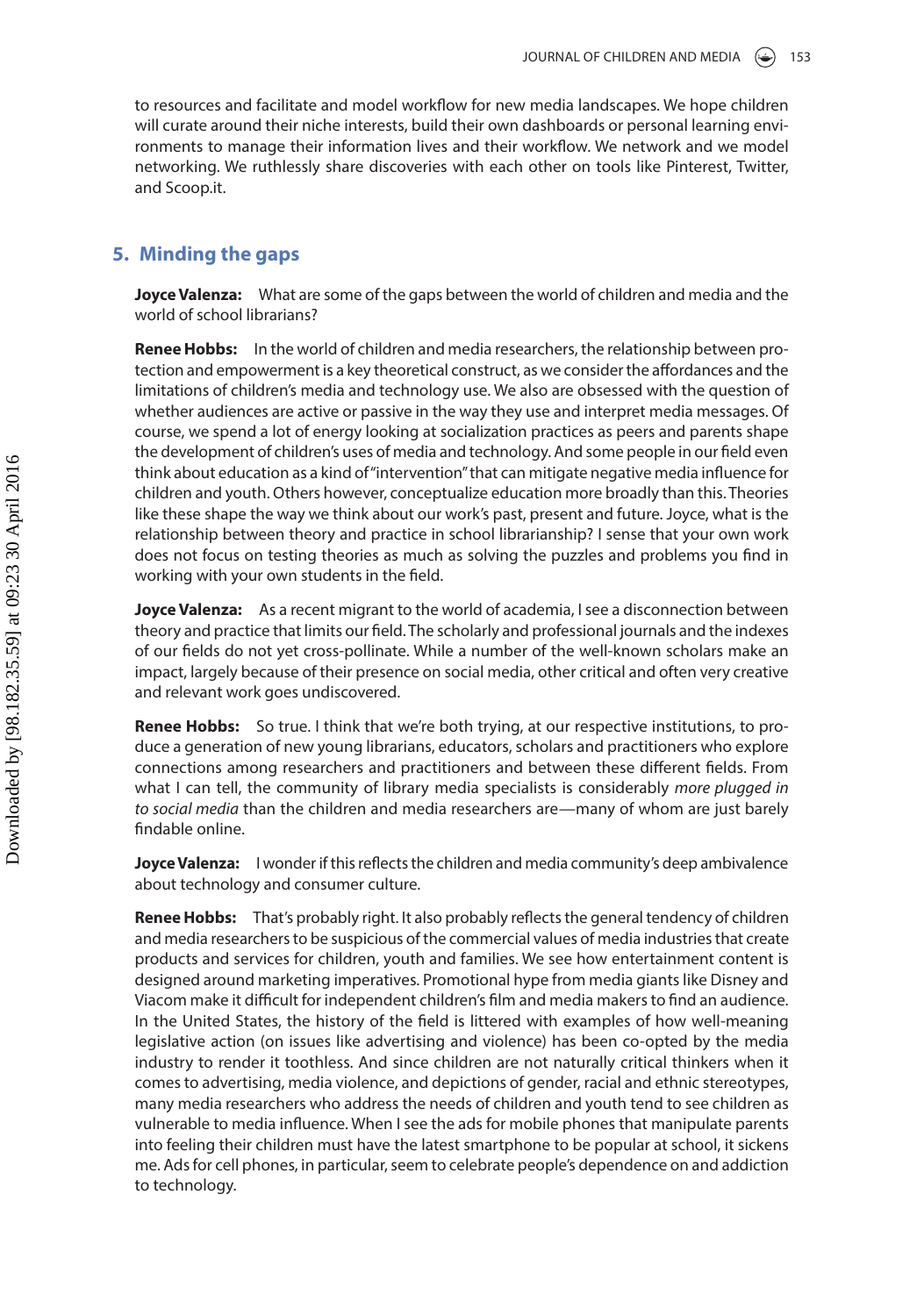to resources and facilitate and model workflow for new media landscapes. We hope children will curate around their niche interests, build their own dashboards or personal learning environments to manage their information lives and their workflow. We network and we model networking. We ruthlessly share discoveries with each other on tools like Pinterest, Twitter, and Scoop.it.

## 5. Minding the gaps

**Joyce Valenza:** What are some of the gaps between the world of children and media and the world of school librarians?

**Renee Hobbs:** In the world of children and media researchers, the relationship between protection and empowerment is a key theoretical construct, as we consider the affordances and the limitations of children's media and technology use. We also are obsessed with the question of whether audiences are active or passive in the way they use and interpret media messages. Of course, we spend a lot of energy looking at socialization practices as peers and parents shape the development of children's uses of media and technology. And some people in our field even think about education as a kind of "intervention" that can mitigate negative media influence for children and youth. Others however, conceptualize education more broadly than this. Theories like these shape the way we think about our work's past, present and future. Joyce, what is the relationship between theory and practice in school librarianship? I sense that your own work does not focus on testing theories as much as solving the puzzles and problems you find in working with your own students in the field.

**Joyce Valenza:** As a recent migrant to the world of academia, I see a disconnection between theory and practice that limits our field. The scholarly and professional journals and the indexes of our fields do not yet cross-pollinate. While a number of the well-known scholars make an impact, largely because of their presence on social media, other critical and often very creative and relevant work goes undiscovered.

**Renee Hobbs:** So true. I think that we're both trying, at our respective institutions, to produce a generation of new young librarians, educators, scholars and practitioners who explore connections among researchers and practitioners and between these different fields. From what I can tell, the community of library media specialists is considerably *more plugged in to social media* than the children and media researchers are—many of whom are just barely findable online.

**Joyce Valenza:** I wonder if this reflects the children and media community's deep ambivalence about technology and consumer culture.

**Renee Hobbs:** That's probably right. It also probably reflects the general tendency of children and media researchers to be suspicious of the commercial values of media industries that create products and services for children, youth and families. We see how entertainment content is designed around marketing imperatives. Promotional hype from media giants like Disney and Viacom make it difficult for independent children's film and media makers to find an audience. In the United States, the history of the field is littered with examples of how well-meaning legislative action (on issues like advertising and violence) has been co-opted by the media industry to render it toothless. And since children are not naturally critical thinkers when it comes to advertising, media violence, and depictions of gender, racial and ethnic stereotypes, many media researchers who address the needs of children and youth tend to see children as vulnerable to media influence. When I see the ads for mobile phones that manipulate parents into feeling their children must have the latest smartphone to be popular at school, it sickens me. Ads for cell phones, in particular, seem to celebrate people's dependence on and addiction to technology.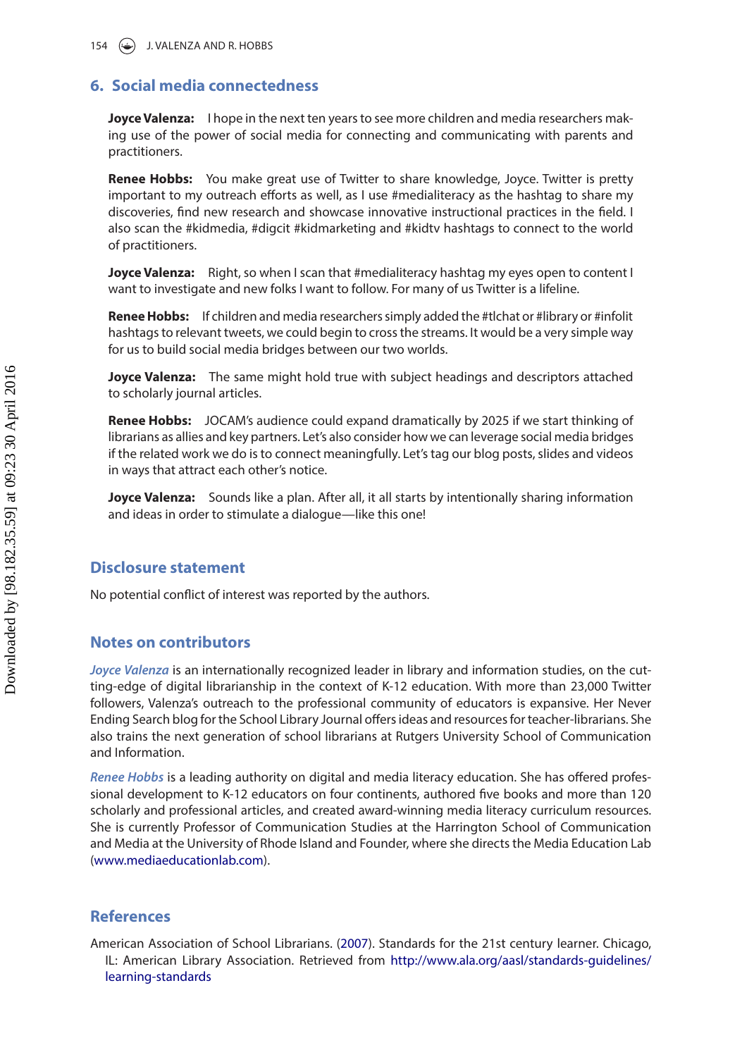## 6. Social media connectedness

**Joyce Valenza:** I hope in the next ten years to see more children and media researchers making use of the power of social media for connecting and communicating with parents and practitioners.

**Renee Hobbs:** You make great use of Twitter to share knowledge, Joyce. Twitter is pretty important to my outreach efforts as well, as I use #medialiteracy as the hashtag to share my discoveries, find new research and showcase innovative instructional practices in the field. I also scan the #kidmedia, #digcit #kidmarketing and #kidtv hashtags to connect to the world of practitioners.

**Joyce Valenza:** Right, so when I scan that #medialiteracy hashtag my eyes open to content I want to investigate and new folks I want to follow. For many of us Twitter is a lifeline.

**Renee Hobbs:** If children and media researchers simply added the #tlchat or #library or #infolit hashtags to relevant tweets, we could begin to cross the streams. It would be a very simple way for us to build social media bridges between our two worlds.

**Joyce Valenza:** The same might hold true with subject headings and descriptors attached to scholarly journal articles.

**Renee Hobbs:** JOCAM's audience could expand dramatically by 2025 if we start thinking of librarians as allies and key partners. Let's also consider how we can leverage social media bridges if the related work we do is to connect meaningfully. Let's tag our blog posts, slides and videos in ways that attract each other's notice.

**Joyce Valenza:** Sounds like a plan. After all, it all starts by intentionally sharing information and ideas in order to stimulate a dialogue—like this one!

## Disclosure statement

No potential conflict of interest was reported by the authors.

## Notes on contributors

*Joyce Valenza* is an internationally recognized leader in library and information studies, on the cutting-edge of digital librarianship in the context of K-12 education. With more than 23,000 Twitter followers, Valenza's outreach to the professional community of educators is expansive. Her Never Ending Search blog for the School Library Journal offers ideas and resources for teacher-librarians. She also trains the next generation of school librarians at Rutgers University School of Communication and Information.

*Renee Hobbs* is a leading authority on digital and media literacy education. She has offered professional development to K-12 educators on four continents, authored five books and more than 120 scholarly and professional articles, and created award-winning media literacy curriculum resources. She is currently Professor of Communication Studies at the Harrington School of Communication and Media at the University of Rhode Island and Founder, where she directs the Media Education Lab (www.mediaeducationlab.com).

## References

American Association of School Librarians. (2007). Standards for the 21st century learner. Chicago, IL: American Library Association. Retrieved from http://www.ala.org/aasl/standards-guidelines/learning-standards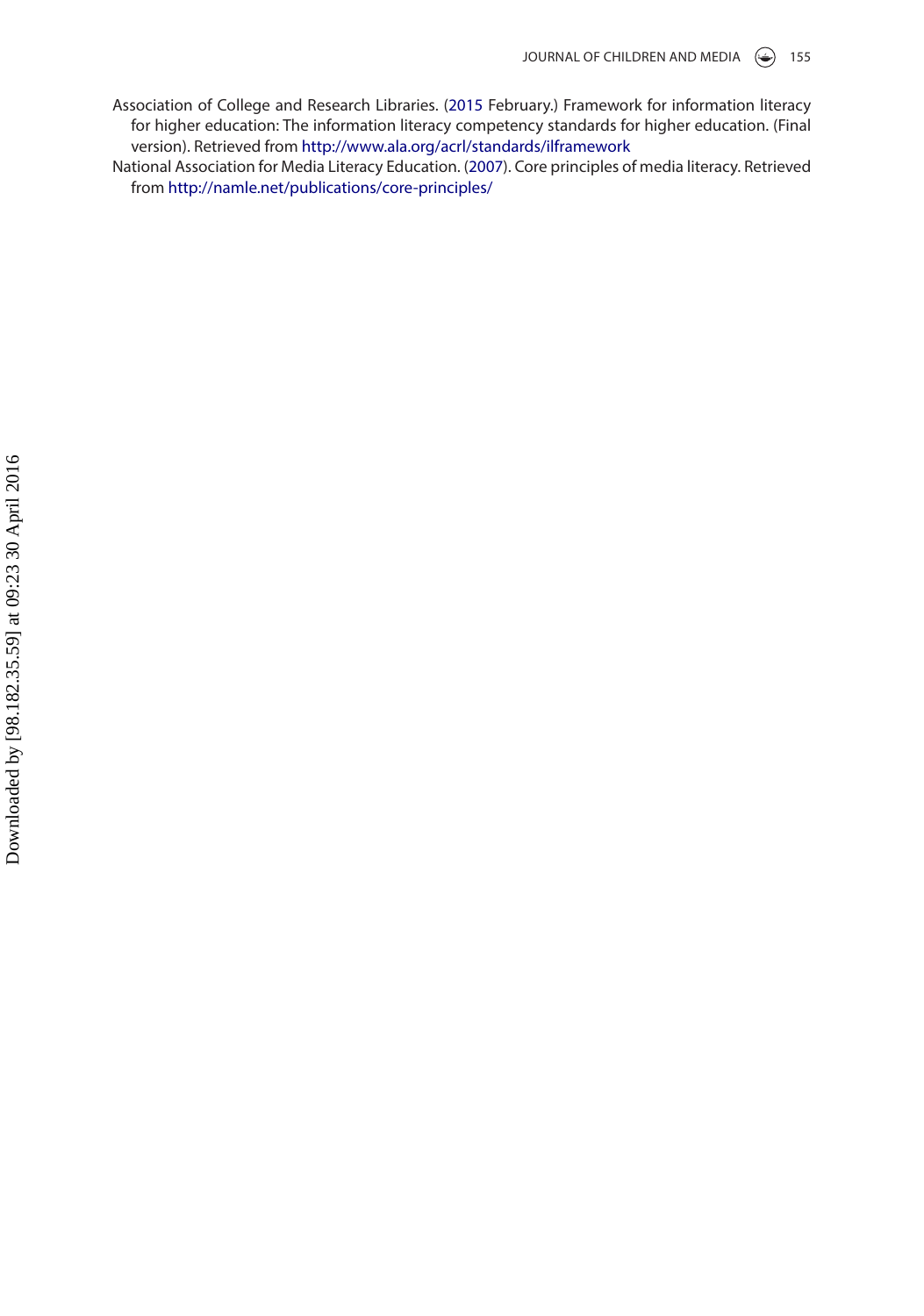Association of College and Research Libraries. (2015 February.) Framework for information literacy for higher education: The information literacy competency standards for higher education. (Final version). Retrieved from http://www.ala.org/acrl/standards/ilframework

National Association for Media Literacy Education. (2007). Core principles of media literacy. Retrieved from http://namle.net/publications/core-principles/